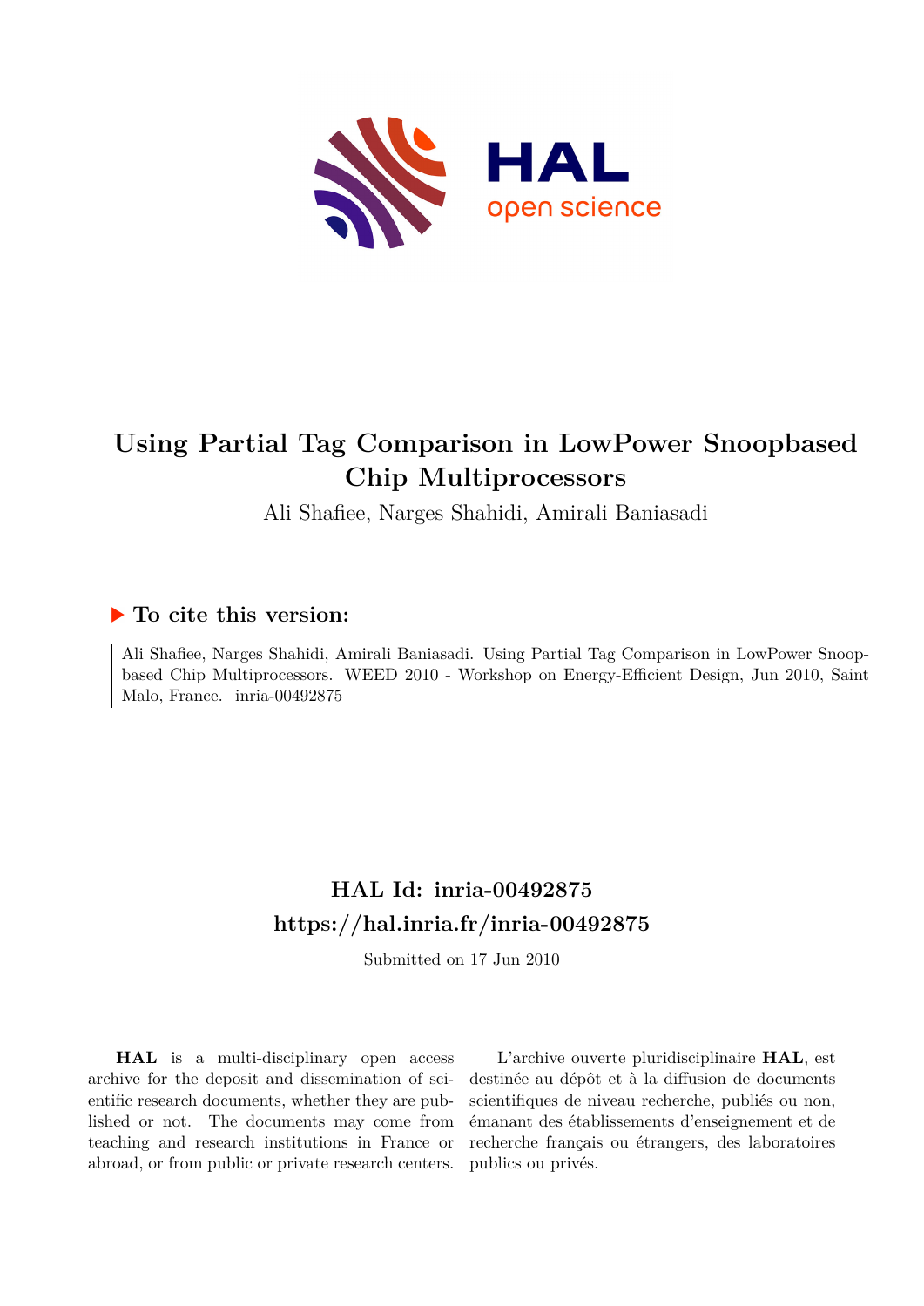# Using Partial Tag Comparison in LowPower Snoopbased Chip Multiprocessors

Ali Shafiee, Narges Shahidi, Amirali Baniasadi

## ▶ To cite this version:

Ali Shafiee, Narges Shahidi, Amirali Baniasadi. Using Partial Tag Comparison in LowPower Snoopbased Chip Multiprocessors. WEED 2010 - Workshop on Energy-Efficient Design, Jun 2010, Saint Malo, France. inria-00492875

## HAL Id: inria-00492875
## https://hal.inria.fr/inria-00492875

Submitted on 17 Jun 2010

**HAL** is a multi-disciplinary open access archive for the deposit and dissemination of scientific research documents, whether they are published or not. The documents may come from teaching and research institutions in France or abroad, or from public or private research centers.

L'archive ouverte pluridisciplinaire **HAL**, est destinée au dépôt et à la diffusion de documents scientifiques de niveau recherche, publiés ou non, émanant des établissements d'enseignement et de recherche français ou étrangers, des laboratoires publics ou privés.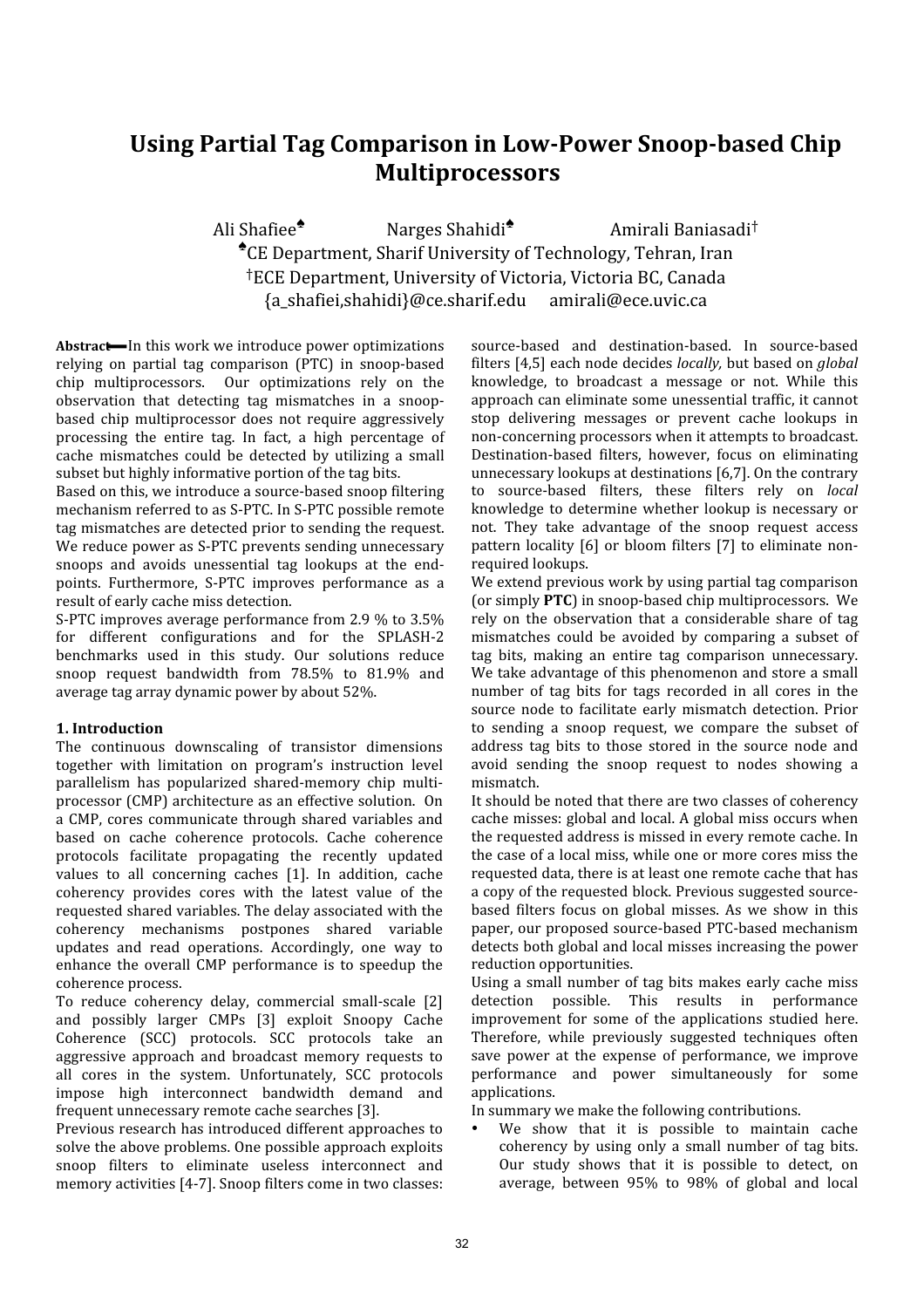# Using Partial Tag Comparison in Low-Power Snoop-based Chip Multiprocessors

Ali Shafiee[♠] Narges Shahidi[♠] Amirali Baniasadi[†]

[♠]CE Department, Sharif University of Technology, Tehran, Iran

[†]ECE Department, University of Victoria, Victoria BC, Canada

{a_shafiei,shahidi}@ce.sharif.edu amirali@ece.uvic.ca

**Abstract**—In this work we introduce power optimizations relying on partial tag comparison (PTC) in snoop-based chip multiprocessors. Our optimizations rely on the observation that detecting tag mismatches in a snoop-based chip multiprocessor does not require aggressively processing the entire tag. In fact, a high percentage of cache mismatches could be detected by utilizing a small subset but highly informative portion of the tag bits.

Based on this, we introduce a source-based snoop filtering mechanism referred to as S-PTC. In S-PTC possible remote tag mismatches are detected prior to sending the request. We reduce power as S-PTC prevents sending unnecessary snoops and avoids unessential tag lookups at the end-points. Furthermore, S-PTC improves performance as a result of early cache miss detection.

S-PTC improves average performance from 2.9 % to 3.5% for different configurations and for the SPLASH-2 benchmarks used in this study. Our solutions reduce snoop request bandwidth from 78.5% to 81.9% and average tag array dynamic power by about 52%.

## 1. Introduction

The continuous downscaling of transistor dimensions together with limitation on program's instruction level parallelism has popularized shared-memory chip multi-processor (CMP) architecture as an effective solution. On a CMP, cores communicate through shared variables and based on cache coherence protocols. Cache coherence protocols facilitate propagating the recently updated values to all concerning caches [1]. In addition, cache coherency provides cores with the latest value of the requested shared variables. The delay associated with the coherency mechanisms postpones shared variable updates and read operations. Accordingly, one way to enhance the overall CMP performance is to speedup the coherence process.

To reduce coherency delay, commercial small-scale [2] and possibly larger CMPs [3] exploit Snoopy Cache Coherence (SCC) protocols. SCC protocols take an aggressive approach and broadcast memory requests to all cores in the system. Unfortunately, SCC protocols impose high interconnect bandwidth demand and frequent unnecessary remote cache searches [3].

Previous research has introduced different approaches to solve the above problems. One possible approach exploits snoop filters to eliminate useless interconnect and memory activities [4-7]. Snoop filters come in two classes: source-based and destination-based. In source-based filters [4,5] each node decides *locally,* but based on *global* knowledge, to broadcast a message or not. While this approach can eliminate some unessential traffic, it cannot stop delivering messages or prevent cache lookups in non-concerning processors when it attempts to broadcast. Destination-based filters, however, focus on eliminating unnecessary lookups at destinations [6,7]. On the contrary to source-based filters, these filters rely on *local* knowledge to determine whether lookup is necessary or not. They take advantage of the snoop request access pattern locality [6] or bloom filters [7] to eliminate non-required lookups.

We extend previous work by using partial tag comparison (or simply **PTC**) in snoop-based chip multiprocessors. We rely on the observation that a considerable share of tag mismatches could be avoided by comparing a subset of tag bits, making an entire tag comparison unnecessary. We take advantage of this phenomenon and store a small number of tag bits for tags recorded in all cores in the source node to facilitate early mismatch detection. Prior to sending a snoop request, we compare the subset of address tag bits to those stored in the source node and avoid sending the snoop request to nodes showing a mismatch.

It should be noted that there are two classes of coherency cache misses: global and local. A global miss occurs when the requested address is missed in every remote cache. In the case of a local miss, while one or more cores miss the requested data, there is at least one remote cache that has a copy of the requested block. Previous suggested source-based filters focus on global misses. As we show in this paper, our proposed source-based PTC-based mechanism detects both global and local misses increasing the power reduction opportunities.

Using a small number of tag bits makes early cache miss detection possible. This results in performance improvement for some of the applications studied here. Therefore, while previously suggested techniques often save power at the expense of performance, we improve performance and power simultaneously for some applications.

In summary we make the following contributions.

- We show that it is possible to maintain cache coherency by using only a small number of tag bits. Our study shows that it is possible to detect, on average, between 95% to 98% of global and local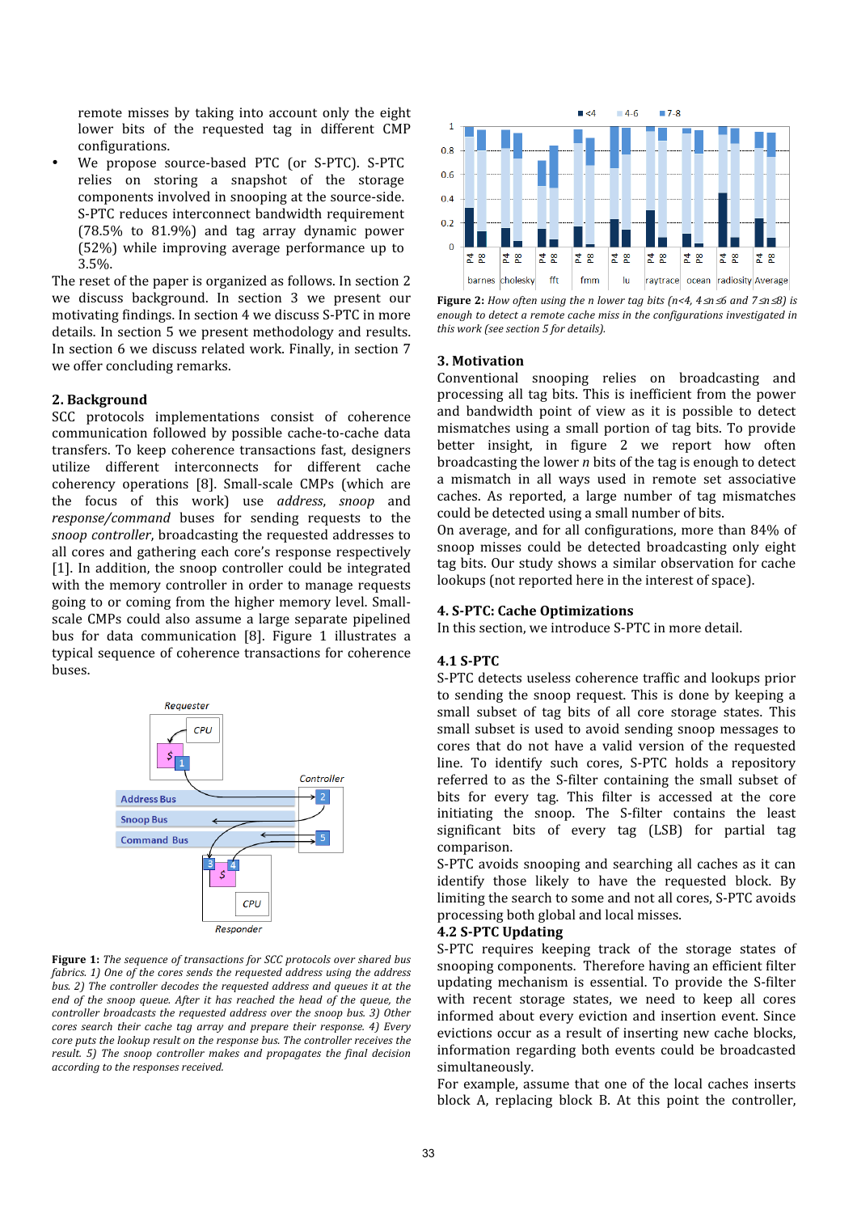remote misses by taking into account only the eight lower bits of the requested tag in different CMP configurations.

- We propose source-based PTC (or S-PTC). S-PTC relies on storing a snapshot of the storage components involved in snooping at the source-side. S-PTC reduces interconnect bandwidth requirement (78.5% to 81.9%) and tag array dynamic power (52%) while improving average performance up to 3.5%.

The reset of the paper is organized as follows. In section 2 we discuss background. In section 3 we present our motivating findings. In section 4 we discuss S-PTC in more details. In section 5 we present methodology and results. In section 6 we discuss related work. Finally, in section 7 we offer concluding remarks.

## 2. Background

SCC protocols implementations consist of coherence communication followed by possible cache-to-cache data transfers. To keep coherence transactions fast, designers utilize different interconnects for different cache coherency operations [8]. Small-scale CMPs (which are the focus of this work) use *address*, *snoop* and *response/command* buses for sending requests to the *snoop controller*, broadcasting the requested addresses to all cores and gathering each core's response respectively [1]. In addition, the snoop controller could be integrated with the memory controller in order to manage requests going to or coming from the higher memory level. Small-scale CMPs could also assume a large separate pipelined bus for data communication [8]. Figure 1 illustrates a typical sequence of coherence transactions for coherence buses.

**Figure 1:** *The sequence of transactions for SCC protocols over shared bus fabrics. 1) One of the cores sends the requested address using the address bus. 2) The controller decodes the requested address and queues it at the end of the snoop queue. After it has reached the head of the queue, the controller broadcasts the requested address over the snoop bus. 3) Other cores search their cache tag array and prepare their response. 4) Every core puts the lookup result on the response bus. The controller receives the result. 5) The snoop controller makes and propagates the final decision according to the responses received.*

**Figure 2:** *How often using the n lower tag bits ($n$<4, 4≤$n$≤6 and 7≤$n$≤8) is enough to detect a remote cache miss in the configurations investigated in this work (see section 5 for details).*

## 3. Motivation

Conventional snooping relies on broadcasting and processing all tag bits. This is inefficient from the power and bandwidth point of view as it is possible to detect mismatches using a small portion of tag bits. To provide better insight, in figure 2 we report how often broadcasting the lower *n* bits of the tag is enough to detect a mismatch in all ways used in remote set associative caches. As reported, a large number of tag mismatches could be detected using a small number of bits.

On average, and for all configurations, more than 84% of snoop misses could be detected broadcasting only eight tag bits. Our study shows a similar observation for cache lookups (not reported here in the interest of space).

## 4. S-PTC: Cache Optimizations

In this section, we introduce S-PTC in more detail.

### 4.1 S-PTC

S-PTC detects useless coherence traffic and lookups prior to sending the snoop request. This is done by keeping a small subset of tag bits of all core storage states. This small subset is used to avoid sending snoop messages to cores that do not have a valid version of the requested line. To identify such cores, S-PTC holds a repository referred to as the S-filter containing the small subset of bits for every tag. This filter is accessed at the core initiating the snoop. The S-filter contains the least significant bits of every tag (LSB) for partial tag comparison.

S-PTC avoids snooping and searching all caches as it can identify those likely to have the requested block. By limiting the search to some and not all cores, S-PTC avoids processing both global and local misses.

### 4.2 S-PTC Updating

S-PTC requires keeping track of the storage states of snooping components. Therefore having an efficient filter updating mechanism is essential. To provide the S-filter with recent storage states, we need to keep all cores informed about every eviction and insertion event. Since evictions occur as a result of inserting new cache blocks, information regarding both events could be broadcasted simultaneously.

For example, assume that one of the local caches inserts block A, replacing block B. At this point the controller,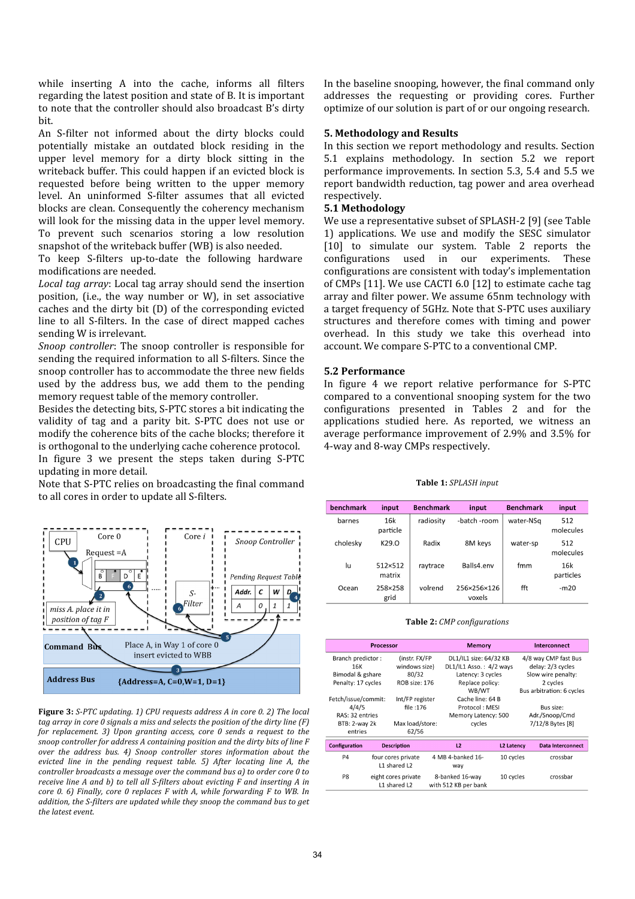while inserting A into the cache, informs all filters regarding the latest position and state of B. It is important to note that the controller should also broadcast B's dirty bit.

An S-filter not informed about the dirty blocks could potentially mistake an outdated block residing in the upper level memory for a dirty block sitting in the writeback buffer. This could happen if an evicted block is requested before being written to the upper memory level. An uninformed S-filter assumes that all evicted blocks are clean. Consequently the coherency mechanism will look for the missing data in the upper level memory. To prevent such scenarios storing a low resolution snapshot of the writeback buffer (WB) is also needed.

To keep S-filters up-to-date the following hardware modifications are needed:

*Local tag array*: Local tag array should send the insertion position, (i.e., the way number or W), in set associative caches and the dirty bit (D) of the corresponding evicted line to all S-filters. In the case of direct mapped caches sending W is irrelevant.

*Snoop controller*: The snoop controller is responsible for sending the required information to all S-filters. Since the snoop controller has to accommodate the three new fields used by the address bus, we add them to the pending memory request table of the memory controller.

Besides the detecting bits, S-PTC stores a bit indicating the validity of tag and a parity bit. S-PTC does not use or modify the coherence bits of the cache blocks; therefore it is orthogonal to the underlying cache coherence protocol.

In figure 3 we present the steps taken during S-PTC updating in more detail.

Note that S-PTC relies on broadcasting the final command to all cores in order to update all S-filters.

**Figure 3:** *S-PTC updating. 1) CPU requests address A in core 0. 2) The local tag array in core 0 signals a miss and selects the position of the dirty line (F) for replacement. 3) Upon granting access, core 0 sends a request to the snoop controller for address A containing position and the dirty bits of line F over the address bus. 4) Snoop controller stores information about the evicted line in the pending request table. 5) After locating line A, the controller broadcasts a message over the command bus a) to order core 0 to receive line A and b) to tell all S-filters about evicting F and inserting A in core 0. 6) Finally, core 0 replaces F with A, while forwarding F to WB. In addition, the S-filters are updated while they snoop the command bus to get the latest event.*

In the baseline snooping, however, the final command only addresses the requesting or providing cores. Further optimize of our solution is part of or our ongoing research.

## 5. Methodology and Results

In this section we report methodology and results. Section 5.1 explains methodology. In section 5.2 we report performance improvements. In section 5.3, 5.4 and 5.5 we report bandwidth reduction, tag power and area overhead respectively.

### 5.1 Methodology

We use a representative subset of SPLASH-2 [9] (see Table 1) applications. We use and modify the SESC simulator [10] to simulate our system. Table 2 reports the configurations used in our experiments. These configurations are consistent with today's implementation of CMPs [11]. We use CACTI 6.0 [12] to estimate cache tag array and filter power. We assume 65nm technology with a target frequency of 5GHz. Note that S-PTC uses auxiliary structures and therefore comes with timing and power overhead. In this study we take this overhead into account. We compare S-PTC to a conventional CMP.

### 5.2 Performance

In figure 4 we report relative performance for S-PTC compared to a conventional snooping system for the two configurations presented in Tables 2 and for the applications studied here. As reported, we witness an average performance improvement of 2.9% and 3.5% for 4-way and 8-way CMPs respectively.

**Table 1:** *SPLASH input*

| benchmark | input | Benchmark | input | Benchmark | input |
|---|---|---|---|---|---|
| barnes | 16k particle | radiosity | -batch -room | water-NSq | 512 molecules |
| cholesky | K29.O | Radix | 8M keys | water-sp | 512 molecules |
| lu | 512×512 matrix | raytrace | Balls4.env | fmm | 16k particles |
| Ocean | 258×258 grid | volrend | 256×256×126 voxels | fft | -m20 |

**Table 2:** *CMP configurations*

| Processor | | Memory | Interconnect |
|---|---|---|---|
| Branch predictor : 16K Bimodal & gshare Penalty: 17 cycles | (instr. FX/FP windows size) 80/32 ROB size: 176 | DL1/IL1 size: 64/32 KB DL1/IL1 Asso. : 4/2 ways Latency: 3 cycles Replace policy: WB/WT | 4/8 way CMP fast Bus delay: 2/3 cycles Slow wire penalty: 2 cycles Bus arbitration: 6 cycles |
| Fetch/issue/commit: 4/4/5 RAS: 32 entries BTB: 2-way 2k entries | Int/FP register file :176 Max load/store: 62/56 | Cache line: 64 B Protocol : MESI Memory Latency: 500 cycles | Bus size: Adr./Snoop/Cmd 7/12/8 Bytes [8] |

| Configuration | Description | L2 | L2 Latency | Data Interconnect |
|---|---|---|---|---|
| P4 | four cores private L1 shared L2 | 4 MB 4-banked 16-way | 10 cycles | crossbar |
| P8 | eight cores private L1 shared L2 | 8-banked 16-way with 512 KB per bank | 10 cycles | crossbar |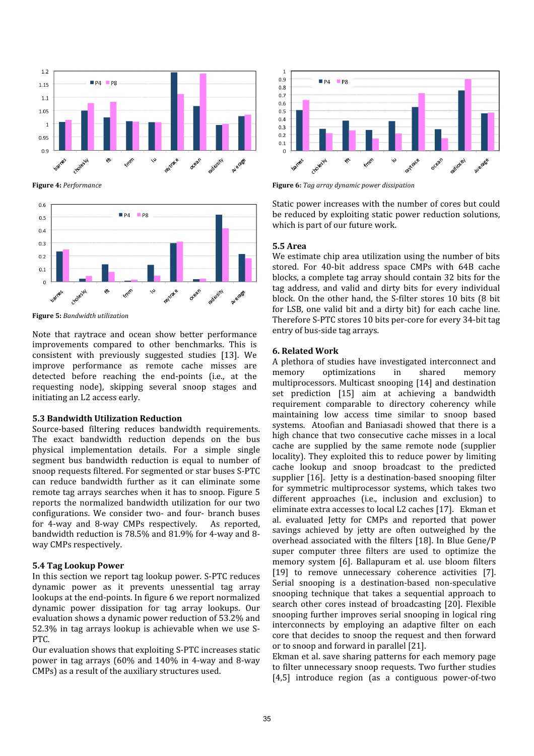Figure 4: *Performance*

Figure 5: *Bandwidth utilization*

Note that raytrace and ocean show better performance improvements compared to other benchmarks. This is consistent with previously suggested studies [13]. We improve performance as remote cache misses are detected before reaching the end-points (i.e., at the requesting node), skipping several snoop stages and initiating an L2 access early.

### 5.3 Bandwidth Utilization Reduction

Source-based filtering reduces bandwidth requirements. The exact bandwidth reduction depends on the bus physical implementation details. For a simple single segment bus bandwidth reduction is equal to number of snoop requests filtered. For segmented or star buses S-PTC can reduce bandwidth further as it can eliminate some remote tag arrays searches when it has to snoop. Figure 5 reports the normalized bandwidth utilization for our two configurations. We consider two- and four- branch buses for 4-way and 8-way CMPs respectively. As reported, bandwidth reduction is 78.5% and 81.9% for 4-way and 8-way CMPs respectively.

### 5.4 Tag Lookup Power

In this section we report tag lookup power. S-PTC reduces dynamic power as it prevents unessential tag array lookups at the end-points. In figure 6 we report normalized dynamic power dissipation for tag array lookups. Our evaluation shows a dynamic power reduction of 53.2% and 52.3% in tag arrays lookup is achievable when we use S-PTC.

Our evaluation shows that exploiting S-PTC increases static power in tag arrays (60% and 140% in 4-way and 8-way CMPs) as a result of the auxiliary structures used.

Figure 6: *Tag array dynamic power dissipation*

Static power increases with the number of cores but could be reduced by exploiting static power reduction solutions, which is part of our future work.

### 5.5 Area

We estimate chip area utilization using the number of bits stored. For 40-bit address space CMPs with 64B cache blocks, a complete tag array should contain 32 bits for the tag address, and valid and dirty bits for every individual block. On the other hand, the S-filter stores 10 bits (8 bit for LSB, one valid bit and a dirty bit) for each cache line. Therefore S-PTC stores 10 bits per-core for every 34-bit tag entry of bus-side tag arrays.

## 6. Related Work

A plethora of studies have investigated interconnect and memory optimizations in shared memory multiprocessors. Multicast snooping [14] and destination set prediction [15] aim at achieving a bandwidth requirement comparable to directory coherency while maintaining low access time similar to snoop based systems. Atoofian and Baniasadi showed that there is a high chance that two consecutive cache misses in a local cache are supplied by the same remote node (supplier locality). They exploited this to reduce power by limiting cache lookup and snoop broadcast to the predicted supplier [16]. Jetty is a destination-based snooping filter for symmetric multiprocessor systems, which takes two different approaches (i.e., inclusion and exclusion) to eliminate extra accesses to local L2 caches [17]. Ekman et al. evaluated Jetty for CMPs and reported that power savings achieved by jetty are often outweighed by the overhead associated with the filters [18]. In Blue Gene/P super computer three filters are used to optimize the memory system [6]. Ballapuram et al. use bloom filters [19] to remove unnecessary coherence activities [7]. Serial snooping is a destination-based non-speculative snooping technique that takes a sequential approach to search other cores instead of broadcasting [20]. Flexible snooping further improves serial snooping in logical ring interconnects by employing an adaptive filter on each core that decides to snoop the request and then forward or to snoop and forward in parallel [21].

Ekman et al. save sharing patterns for each memory page to filter unnecessary snoop requests. Two further studies [4,5] introduce region (as a contiguous power-of-two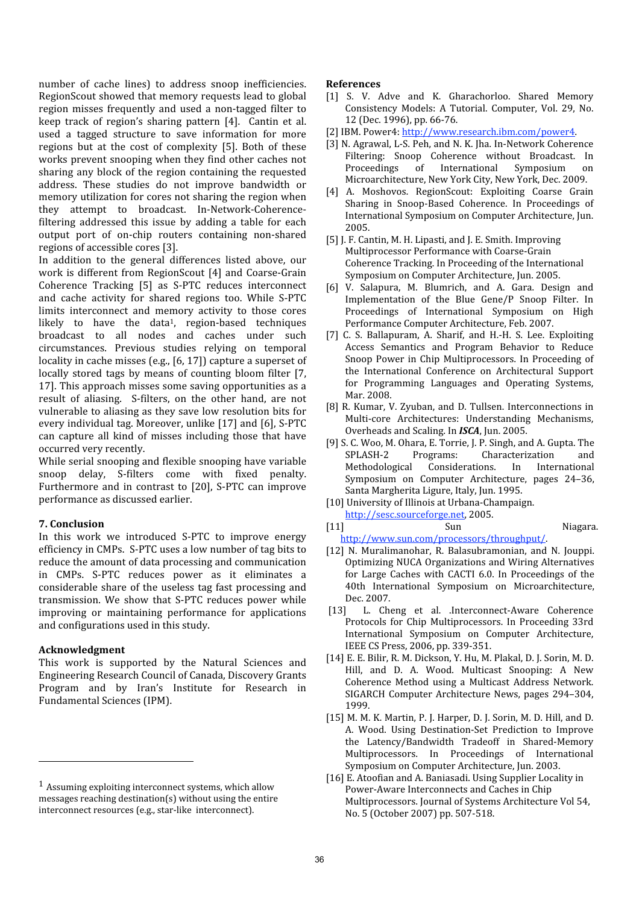number of cache lines) to address snoop inefficiencies. RegionScout showed that memory requests lead to global region misses frequently and used a non-tagged filter to keep track of region's sharing pattern [4]. Cantin et al. used a tagged structure to save information for more regions but at the cost of complexity [5]. Both of these works prevent snooping when they find other caches not sharing any block of the region containing the requested address. These studies do not improve bandwidth or memory utilization for cores not sharing the region when they attempt to broadcast. In-Network-Coherence-filtering addressed this issue by adding a table for each output port of on-chip routers containing non-shared regions of accessible cores [3].

In addition to the general differences listed above, our work is different from RegionScout [4] and Coarse-Grain Coherence Tracking [5] as S-PTC reduces interconnect and cache activity for shared regions too. While S-PTC limits interconnect and memory activity to those cores likely to have the data[1], region-based techniques broadcast to all nodes and caches under such circumstances. Previous studies relying on temporal locality in cache misses (e.g., [6, 17]) capture a superset of locally stored tags by means of counting bloom filter [7, 17]. This approach misses some saving opportunities as a result of aliasing. S-filters, on the other hand, are not vulnerable to aliasing as they save low resolution bits for every individual tag. Moreover, unlike [17] and [6], S-PTC can capture all kind of misses including those that have occurred very recently.

While serial snooping and flexible snooping have variable snoop delay, S-filters come with fixed penalty. Furthermore and in contrast to [20], S-PTC can improve performance as discussed earlier.

## 7. Conclusion

In this work we introduced S-PTC to improve energy efficiency in CMPs. S-PTC uses a low number of tag bits to reduce the amount of data processing and communication in CMPs. S-PTC reduces power as it eliminates a considerable share of the useless tag fast processing and transmission. We show that S-PTC reduces power while improving or maintaining performance for applications and configurations used in this study.

## Acknowledgment

This work is supported by the Natural Sciences and Engineering Research Council of Canada, Discovery Grants Program and by Iran's Institute for Research in Fundamental Sciences (IPM).

[1] Assuming exploiting interconnect systems, which allow messages reaching destination(s) without using the entire interconnect resources (e.g., star-like interconnect).

## References

[1] S. V. Adve and K. Gharachorloo. Shared Memory Consistency Models: A Tutorial. Computer, Vol. 29, No. 12 (Dec. 1996), pp. 66-76.

[2] IBM. Power4: http://www.research.ibm.com/power4.

[3] N. Agrawal, L-S. Peh, and N. K. Jha. In-Network Coherence Filtering: Snoop Coherence without Broadcast. In Proceedings of International Symposium on Microarchitecture, New York City, New York, Dec. 2009.

[4] A. Moshovos. RegionScout: Exploiting Coarse Grain Sharing in Snoop-Based Coherence. In Proceedings of International Symposium on Computer Architecture, Jun. 2005.

[5] J. F. Cantin, M. H. Lipasti, and J. E. Smith. Improving Multiprocessor Performance with Coarse-Grain Coherence Tracking. In Proceeding of the International Symposium on Computer Architecture, Jun. 2005.

[6] V. Salapura, M. Blumrich, and A. Gara. Design and Implementation of the Blue Gene/P Snoop Filter. In Proceedings of International Symposium on High Performance Computer Architecture, Feb. 2007.

[7] C. S. Ballapuram, A. Sharif, and H.-H. S. Lee. Exploiting Access Semantics and Program Behavior to Reduce Snoop Power in Chip Multiprocessors. In Proceeding of the International Conference on Architectural Support for Programming Languages and Operating Systems, Mar. 2008.

[8] R. Kumar, V. Zyuban, and D. Tullsen. Interconnections in Multi-core Architectures: Understanding Mechanisms, Overheads and Scaling. In ***ISCA***, Jun. 2005.

[9] S. C. Woo, M. Ohara, E. Torrie, J. P. Singh, and A. Gupta. The SPLASH-2 Programs: Characterization and Methodological Considerations. In International Symposium on Computer Architecture, pages 24–36, Santa Margherita Ligure, Italy, Jun. 1995.

[10] University of Illinois at Urbana-Champaign. http://sesc.sourceforge.net, 2005.

[11] Sun Niagara. http://www.sun.com/processors/throughput/.

[12] N. Muralimanohar, R. Balasubramonian, and N. Jouppi. Optimizing NUCA Organizations and Wiring Alternatives for Large Caches with CACTI 6.0. In Proceedings of the 40th International Symposium on Microarchitecture, Dec. 2007.

[13] L. Cheng et al. .Interconnect-Aware Coherence Protocols for Chip Multiprocessors. In Proceeding 33rd International Symposium on Computer Architecture, IEEE CS Press, 2006, pp. 339-351.

[14] E. E. Bilir, R. M. Dickson, Y. Hu, M. Plakal, D. J. Sorin, M. D. Hill, and D. A. Wood. Multicast Snooping: A New Coherence Method using a Multicast Address Network. SIGARCH Computer Architecture News, pages 294–304, 1999.

[15] M. M. K. Martin, P. J. Harper, D. J. Sorin, M. D. Hill, and D. A. Wood. Using Destination-Set Prediction to Improve the Latency/Bandwidth Tradeoff in Shared-Memory Multiprocessors. In Proceedings of International Symposium on Computer Architecture, Jun. 2003.

[16] E. Atoofian and A. Baniasadi. Using Supplier Locality in Power-Aware Interconnects and Caches in Chip Multiprocessors. Journal of Systems Architecture Vol 54, No. 5 (October 2007) pp. 507-518.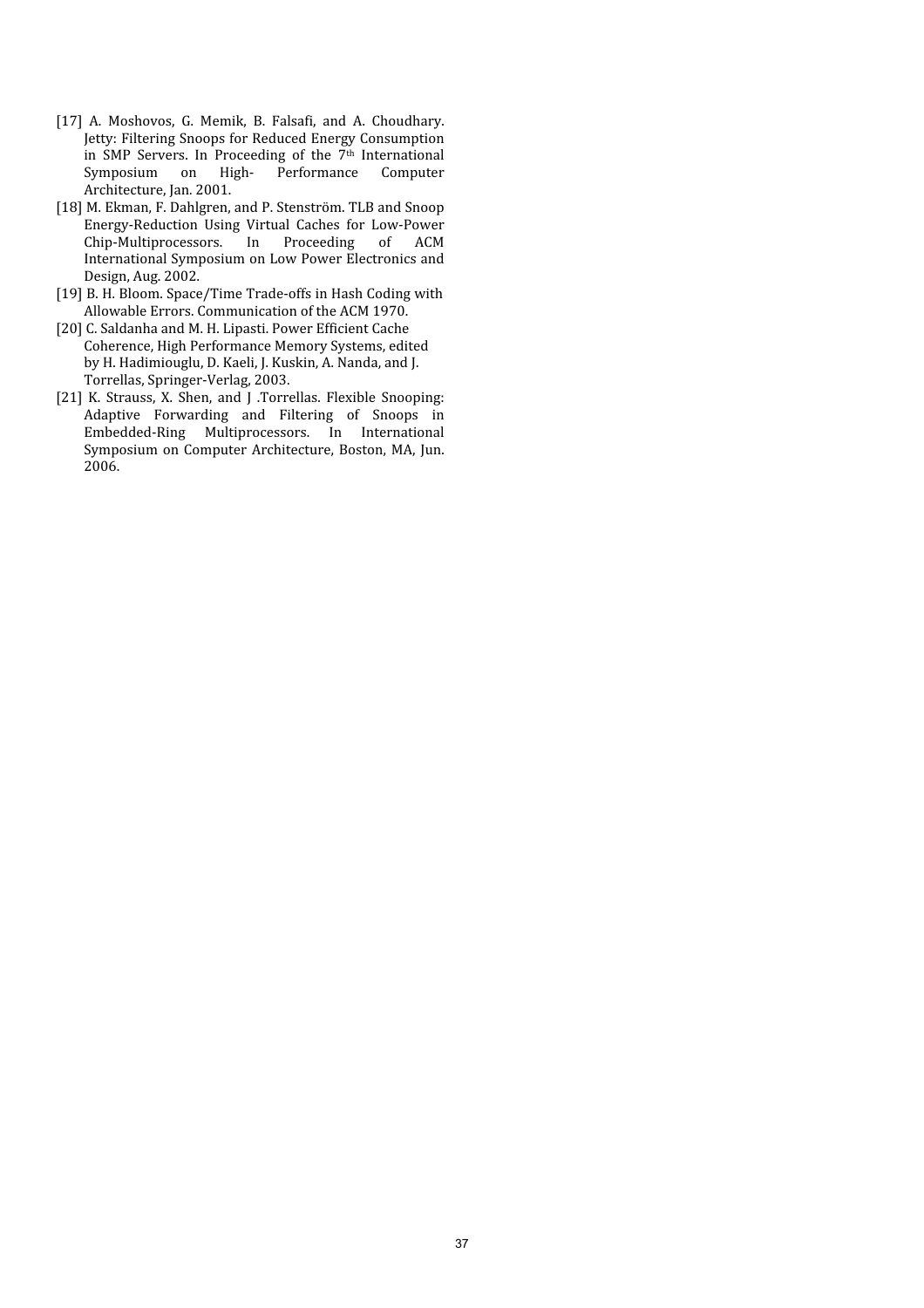[17] A. Moshovos, G. Memik, B. Falsafi, and A. Choudhary. Jetty: Filtering Snoops for Reduced Energy Consumption in SMP Servers. In Proceeding of the 7th International Symposium on High- Performance Computer Architecture, Jan. 2001.

[18] M. Ekman, F. Dahlgren, and P. Stenström. TLB and Snoop Energy-Reduction Using Virtual Caches for Low-Power Chip-Multiprocessors. In Proceeding of ACM International Symposium on Low Power Electronics and Design, Aug. 2002.

[19] B. H. Bloom. Space/Time Trade-offs in Hash Coding with Allowable Errors. Communication of the ACM 1970.

[20] C. Saldanha and M. H. Lipasti. Power Efficient Cache Coherence, High Performance Memory Systems, edited by H. Hadimiouglu, D. Kaeli, J. Kuskin, A. Nanda, and J. Torrellas, Springer-Verlag, 2003.

[21] K. Strauss, X. Shen, and J .Torrellas. Flexible Snooping: Adaptive Forwarding and Filtering of Snoops in Embedded-Ring Multiprocessors. In International Symposium on Computer Architecture, Boston, MA, Jun. 2006.